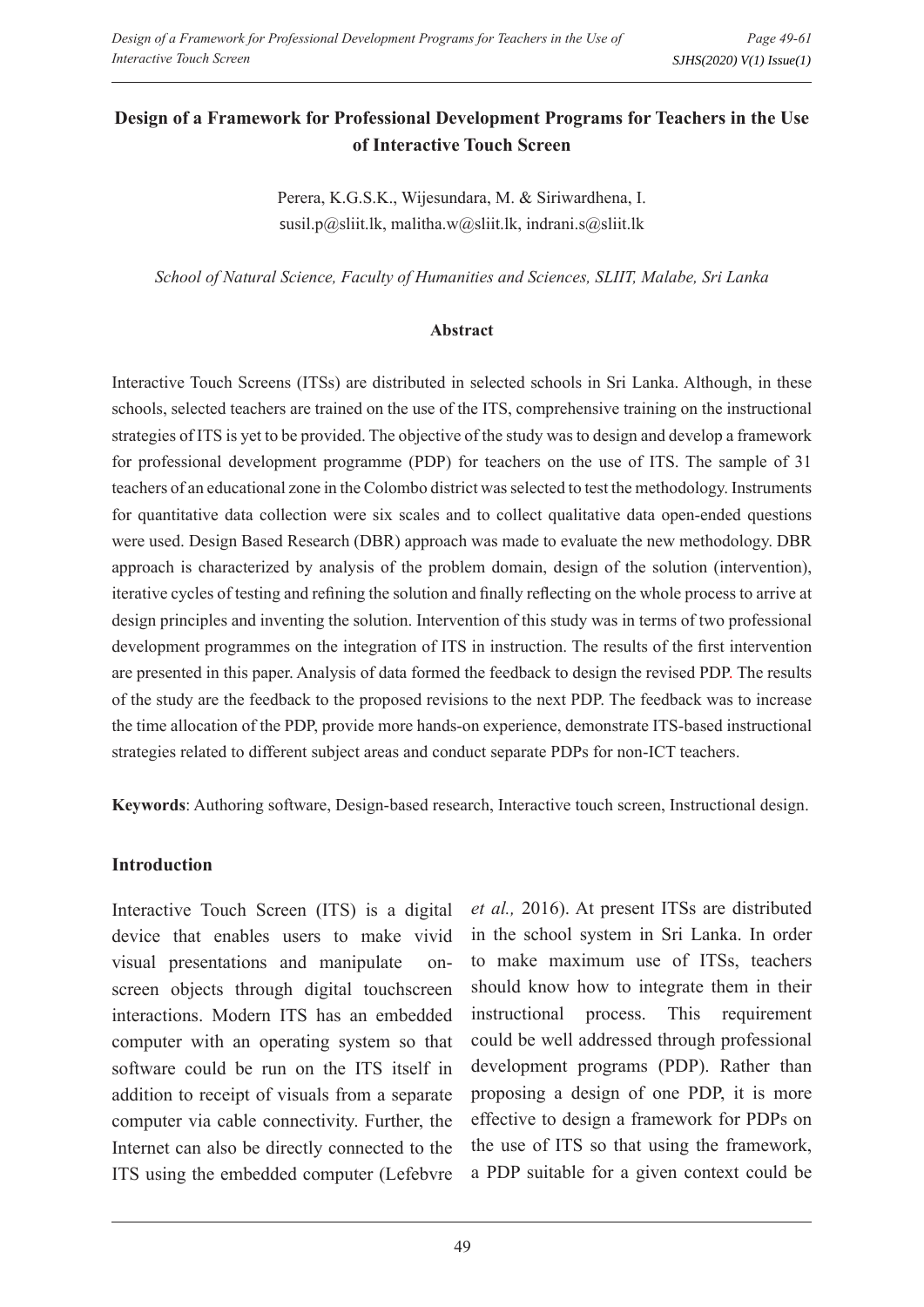# Design of a Framework for Professional Development Programs for Teachers in the Use of Interactive Touch Screen

Perera, K.G.S.K., Wijesundara, M. & Siriwardhena, I.
susil.p@sliit.lk, malitha.w@sliit.lk, indrani.s@sliit.lk

*School of Natural Science, Faculty of Humanities and Sciences, SLIIT, Malabe, Sri Lanka*

## Abstract

Interactive Touch Screens (ITSs) are distributed in selected schools in Sri Lanka. Although, in these schools, selected teachers are trained on the use of the ITS, comprehensive training on the instructional strategies of ITS is yet to be provided. The objective of the study was to design and develop a framework for professional development programme (PDP) for teachers on the use of ITS. The sample of 31 teachers of an educational zone in the Colombo district was selected to test the methodology. Instruments for quantitative data collection were six scales and to collect qualitative data open-ended questions were used. Design Based Research (DBR) approach was made to evaluate the new methodology. DBR approach is characterized by analysis of the problem domain, design of the solution (intervention), iterative cycles of testing and refining the solution and finally reflecting on the whole process to arrive at design principles and inventing the solution. Intervention of this study was in terms of two professional development programmes on the integration of ITS in instruction. The results of the first intervention are presented in this paper. Analysis of data formed the feedback to design the revised PDP. The results of the study are the feedback to the proposed revisions to the next PDP. The feedback was to increase the time allocation of the PDP, provide more hands-on experience, demonstrate ITS-based instructional strategies related to different subject areas and conduct separate PDPs for non-ICT teachers.

**Keywords**: Authoring software, Design-based research, Interactive touch screen, Instructional design.

## Introduction

Interactive Touch Screen (ITS) is a digital device that enables users to make vivid visual presentations and manipulate on-screen objects through digital touchscreen interactions. Modern ITS has an embedded computer with an operating system so that software could be run on the ITS itself in addition to receipt of visuals from a separate computer via cable connectivity. Further, the Internet can also be directly connected to the ITS using the embedded computer (Lefebvre *et al.,* 2016). At present ITSs are distributed in the school system in Sri Lanka. In order to make maximum use of ITSs, teachers should know how to integrate them in their instructional process. This requirement could be well addressed through professional development programs (PDP). Rather than proposing a design of one PDP, it is more effective to design a framework for PDPs on the use of ITS so that using the framework, a PDP suitable for a given context could be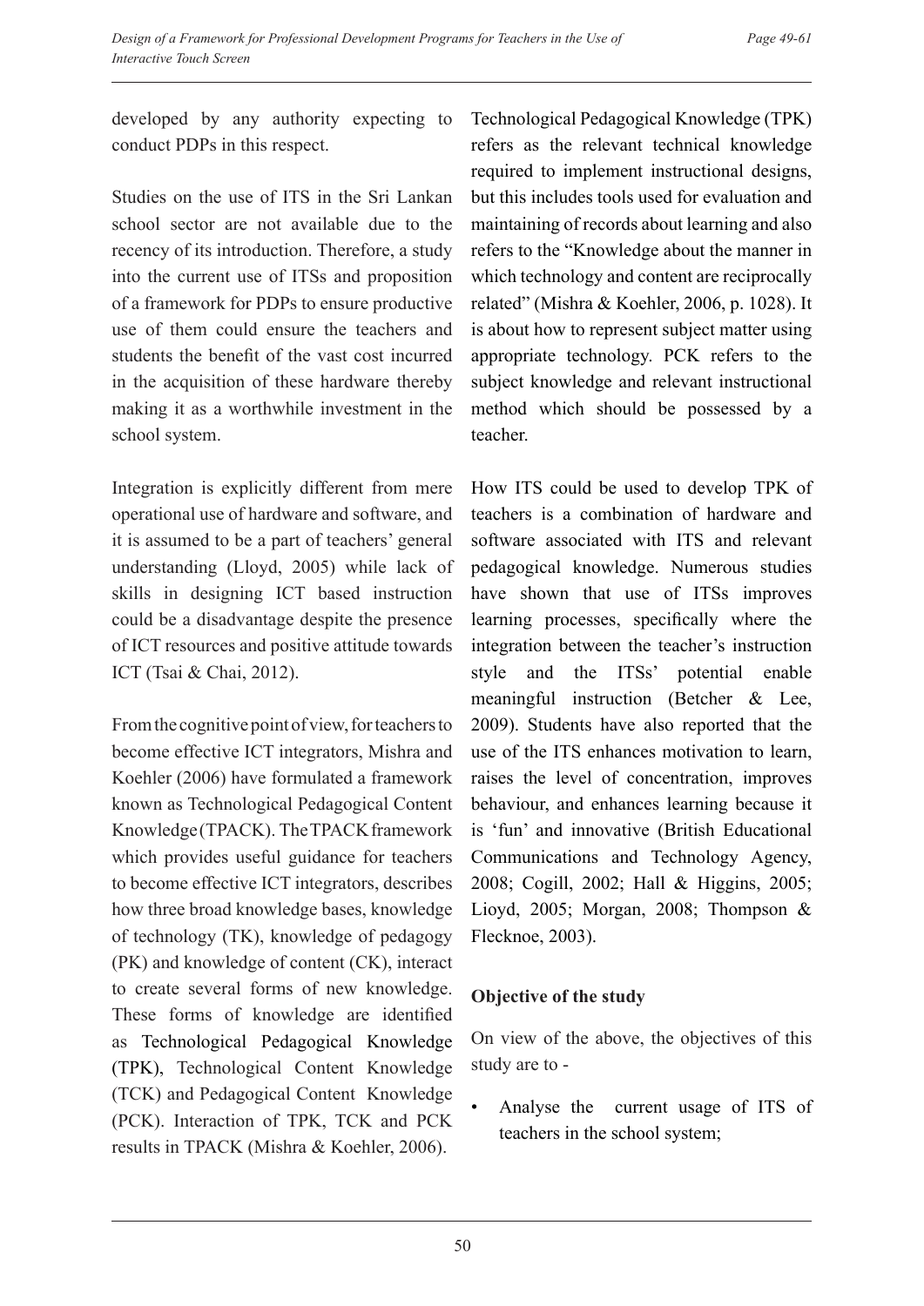developed by any authority expecting to conduct PDPs in this respect.

Studies on the use of ITS in the Sri Lankan school sector are not available due to the recency of its introduction. Therefore, a study into the current use of ITSs and proposition of a framework for PDPs to ensure productive use of them could ensure the teachers and students the benefit of the vast cost incurred in the acquisition of these hardware thereby making it as a worthwhile investment in the school system.

Integration is explicitly different from mere operational use of hardware and software, and it is assumed to be a part of teachers' general understanding (Lloyd, 2005) while lack of skills in designing ICT based instruction could be a disadvantage despite the presence of ICT resources and positive attitude towards ICT (Tsai & Chai, 2012).

From the cognitive point of view, for teachers to become effective ICT integrators, Mishra and Koehler (2006) have formulated a framework known as Technological Pedagogical Content Knowledge (TPACK). The TPACK framework which provides useful guidance for teachers to become effective ICT integrators, describes how three broad knowledge bases, knowledge of technology (TK), knowledge of pedagogy (PK) and knowledge of content (CK), interact to create several forms of new knowledge. These forms of knowledge are identified as Technological Pedagogical Knowledge (TPK), Technological Content Knowledge (TCK) and Pedagogical Content Knowledge (PCK). Interaction of TPK, TCK and PCK results in TPACK (Mishra & Koehler, 2006).

Technological Pedagogical Knowledge (TPK) refers as the relevant technical knowledge required to implement instructional designs, but this includes tools used for evaluation and maintaining of records about learning and also refers to the "Knowledge about the manner in which technology and content are reciprocally related" (Mishra & Koehler, 2006, p. 1028). It is about how to represent subject matter using appropriate technology. PCK refers to the subject knowledge and relevant instructional method which should be possessed by a teacher.

How ITS could be used to develop TPK of teachers is a combination of hardware and software associated with ITS and relevant pedagogical knowledge. Numerous studies have shown that use of ITSs improves learning processes, specifically where the integration between the teacher's instruction style and the ITSs' potential enable meaningful instruction (Betcher & Lee, 2009). Students have also reported that the use of the ITS enhances motivation to learn, raises the level of concentration, improves behaviour, and enhances learning because it is 'fun' and innovative (British Educational Communications and Technology Agency, 2008; Cogill, 2002; Hall & Higgins, 2005; Lioyd, 2005; Morgan, 2008; Thompson & Flecknoe, 2003).

## Objective of the study

On view of the above, the objectives of this study are to -

- Analyse the current usage of ITS of teachers in the school system;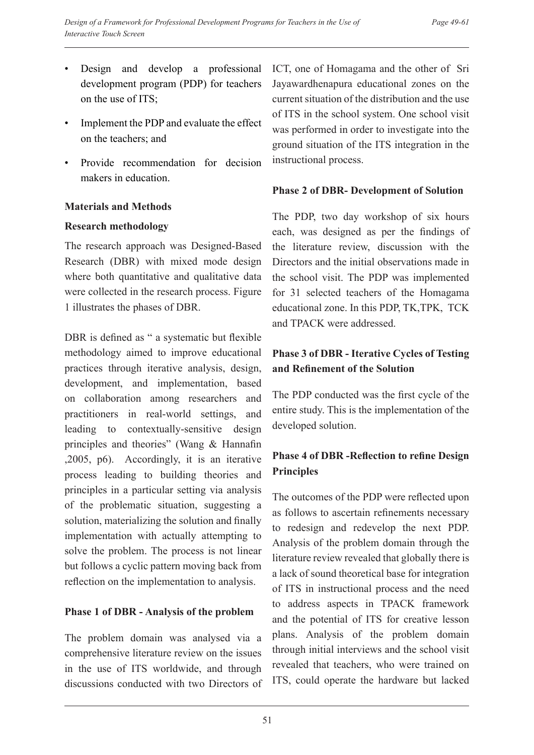- Design and develop a professional development program (PDP) for teachers on the use of ITS;
- Implement the PDP and evaluate the effect on the teachers; and
- Provide recommendation for decision makers in education.

## Materials and Methods

### Research methodology

The research approach was Designed-Based Research (DBR) with mixed mode design where both quantitative and qualitative data were collected in the research process. Figure 1 illustrates the phases of DBR.

DBR is defined as " a systematic but flexible methodology aimed to improve educational practices through iterative analysis, design, development, and implementation, based on collaboration among researchers and practitioners in real-world settings, and leading to contextually-sensitive design principles and theories" (Wang & Hannafin ,2005, p6). Accordingly, it is an iterative process leading to building theories and principles in a particular setting via analysis of the problematic situation, suggesting a solution, materializing the solution and finally implementation with actually attempting to solve the problem. The process is not linear but follows a cyclic pattern moving back from reflection on the implementation to analysis.

### Phase 1 of DBR - Analysis of the problem

The problem domain was analysed via a comprehensive literature review on the issues in the use of ITS worldwide, and through discussions conducted with two Directors of ICT, one of Homagama and the other of Sri Jayawardhenapura educational zones on the current situation of the distribution and the use of ITS in the school system. One school visit was performed in order to investigate into the ground situation of the ITS integration in the instructional process.

### Phase 2 of DBR- Development of Solution

The PDP, two day workshop of six hours each, was designed as per the findings of the literature review, discussion with the Directors and the initial observations made in the school visit. The PDP was implemented for 31 selected teachers of the Homagama educational zone. In this PDP, TK,TPK, TCK and TPACK were addressed.

### Phase 3 of DBR - Iterative Cycles of Testing and Refinement of the Solution

The PDP conducted was the first cycle of the entire study. This is the implementation of the developed solution.

### Phase 4 of DBR -Reflection to refine Design Principles

The outcomes of the PDP were reflected upon as follows to ascertain refinements necessary to redesign and redevelop the next PDP. Analysis of the problem domain through the literature review revealed that globally there is a lack of sound theoretical base for integration of ITS in instructional process and the need to address aspects in TPACK framework and the potential of ITS for creative lesson plans. Analysis of the problem domain through initial interviews and the school visit revealed that teachers, who were trained on ITS, could operate the hardware but lacked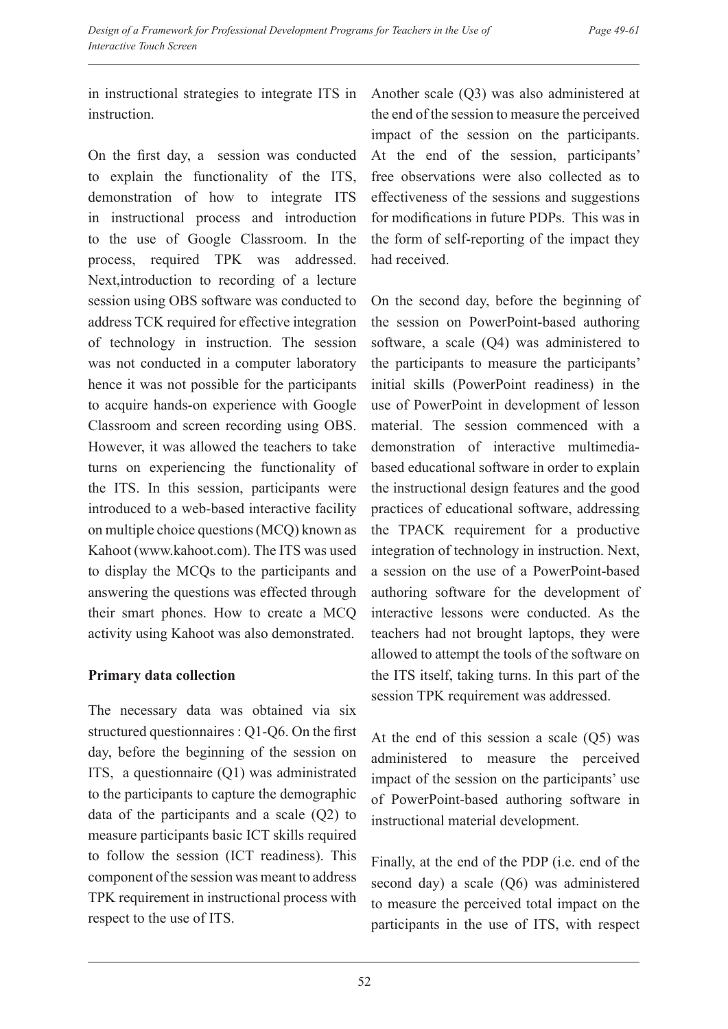in instructional strategies to integrate ITS in instruction.

On the first day, a session was conducted to explain the functionality of the ITS, demonstration of how to integrate ITS in instructional process and introduction to the use of Google Classroom. In the process, required TPK was addressed. Next,introduction to recording of a lecture session using OBS software was conducted to address TCK required for effective integration of technology in instruction. The session was not conducted in a computer laboratory hence it was not possible for the participants to acquire hands-on experience with Google Classroom and screen recording using OBS. However, it was allowed the teachers to take turns on experiencing the functionality of the ITS. In this session, participants were introduced to a web-based interactive facility on multiple choice questions (MCQ) known as Kahoot (www.kahoot.com). The ITS was used to display the MCQs to the participants and answering the questions was effected through their smart phones. How to create a MCQ activity using Kahoot was also demonstrated.

**Primary data collection**

The necessary data was obtained via six structured questionnaires : Q1-Q6. On the first day, before the beginning of the session on ITS, a questionnaire (Q1) was administrated to the participants to capture the demographic data of the participants and a scale (Q2) to measure participants basic ICT skills required to follow the session (ICT readiness). This component of the session was meant to address TPK requirement in instructional process with respect to the use of ITS.

Another scale (Q3) was also administered at the end of the session to measure the perceived impact of the session on the participants. At the end of the session, participants' free observations were also collected as to effectiveness of the sessions and suggestions for modifications in future PDPs. This was in the form of self-reporting of the impact they had received.

On the second day, before the beginning of the session on PowerPoint-based authoring software, a scale (Q4) was administered to the participants to measure the participants' initial skills (PowerPoint readiness) in the use of PowerPoint in development of lesson material. The session commenced with a demonstration of interactive multimedia-based educational software in order to explain the instructional design features and the good practices of educational software, addressing the TPACK requirement for a productive integration of technology in instruction. Next, a session on the use of a PowerPoint-based authoring software for the development of interactive lessons were conducted. As the teachers had not brought laptops, they were allowed to attempt the tools of the software on the ITS itself, taking turns. In this part of the session TPK requirement was addressed.

At the end of this session a scale (Q5) was administered to measure the perceived impact of the session on the participants' use of PowerPoint-based authoring software in instructional material development.

Finally, at the end of the PDP (i.e. end of the second day) a scale (Q6) was administered to measure the perceived total impact on the participants in the use of ITS, with respect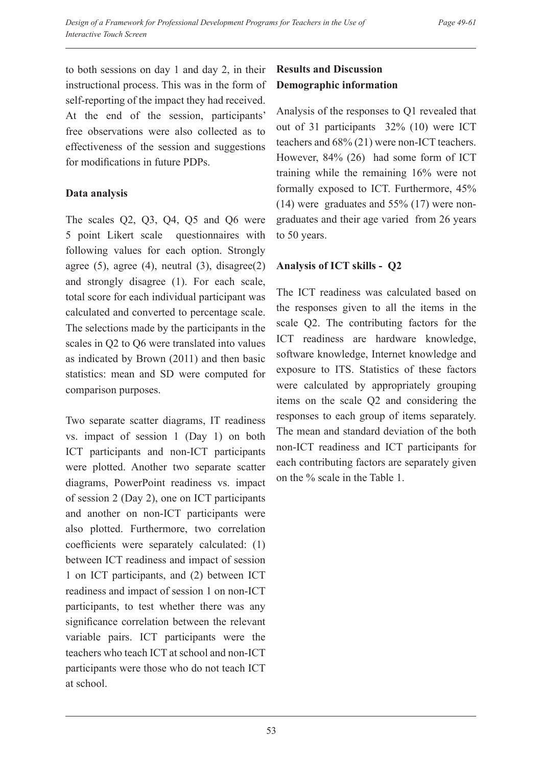to both sessions on day 1 and day 2, in their instructional process. This was in the form of self-reporting of the impact they had received. At the end of the session, participants' free observations were also collected as to effectiveness of the session and suggestions for modifications in future PDPs.

**Data analysis**

The scales Q2, Q3, Q4, Q5 and Q6 were 5 point Likert scale questionnaires with following values for each option. Strongly agree (5), agree (4), neutral (3), disagree(2) and strongly disagree (1). For each scale, total score for each individual participant was calculated and converted to percentage scale. The selections made by the participants in the scales in Q2 to Q6 were translated into values as indicated by Brown (2011) and then basic statistics: mean and SD were computed for comparison purposes.

Two separate scatter diagrams, IT readiness vs. impact of session 1 (Day 1) on both ICT participants and non-ICT participants were plotted. Another two separate scatter diagrams, PowerPoint readiness vs. impact of session 2 (Day 2), one on ICT participants and another on non-ICT participants were also plotted. Furthermore, two correlation coefficients were separately calculated: (1) between ICT readiness and impact of session 1 on ICT participants, and (2) between ICT readiness and impact of session 1 on non-ICT participants, to test whether there was any significance correlation between the relevant variable pairs. ICT participants were the teachers who teach ICT at school and non-ICT participants were those who do not teach ICT at school.

## Results and Discussion

**Demographic information**

Analysis of the responses to Q1 revealed that out of 31 participants 32% (10) were ICT teachers and 68% (21) were non-ICT teachers. However, 84% (26) had some form of ICT training while the remaining 16% were not formally exposed to ICT. Furthermore, 45% (14) were graduates and 55% (17) were non-graduates and their age varied from 26 years to 50 years.

**Analysis of ICT skills - Q2**

The ICT readiness was calculated based on the responses given to all the items in the scale Q2. The contributing factors for the ICT readiness are hardware knowledge, software knowledge, Internet knowledge and exposure to ITS. Statistics of these factors were calculated by appropriately grouping items on the scale Q2 and considering the responses to each group of items separately. The mean and standard deviation of the both non-ICT readiness and ICT participants for each contributing factors are separately given on the % scale in the Table 1.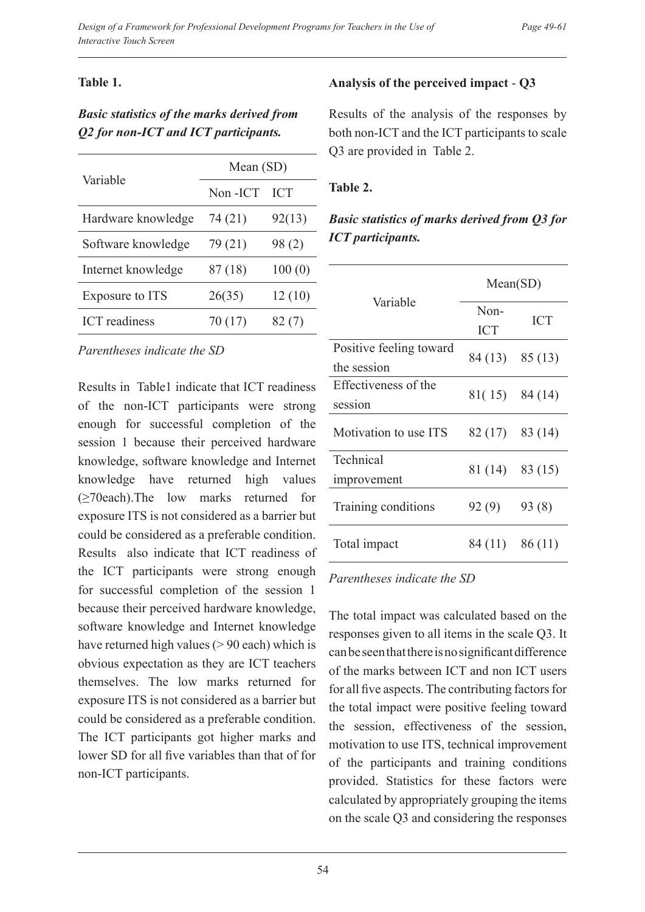**Table 1.**

***Basic statistics of the marks derived from Q2 for non-ICT and ICT participants.***

| Variable | Mean (SD) | |
|---|---|---|
| | Non -ICT | ICT |
| Hardware knowledge | 74 (21) | 92(13) |
| Software knowledge | 79 (21) | 98 (2) |
| Internet knowledge | 87 (18) | 100 (0) |
| Exposure to ITS | 26(35) | 12 (10) |
| ICT readiness | 70 (17) | 82 (7) |

*Parentheses indicate the SD*

Results in Table1 indicate that ICT readiness of the non-ICT participants were strong enough for successful completion of the session 1 because their perceived hardware knowledge, software knowledge and Internet knowledge have returned high values (≥70each).The low marks returned for exposure ITS is not considered as a barrier but could be considered as a preferable condition. Results also indicate that ICT readiness of the ICT participants were strong enough for successful completion of the session 1 because their perceived hardware knowledge, software knowledge and Internet knowledge have returned high values (> 90 each) which is obvious expectation as they are ICT teachers themselves. The low marks returned for exposure ITS is not considered as a barrier but could be considered as a preferable condition. The ICT participants got higher marks and lower SD for all five variables than that of for non-ICT participants.

**Analysis of the perceived impact - Q3**

Results of the analysis of the responses by both non-ICT and the ICT participants to scale Q3 are provided in Table 2.

**Table 2.**

***Basic statistics of marks derived from Q3 for ICT participants.***

| Variable | Mean(SD) | |
|---|---|---|
| | Non-ICT | ICT |
| Positive feeling toward the session | 84 (13) | 85 (13) |
| Effectiveness of the session | 81( 15) | 84 (14) |
| Motivation to use ITS | 82 (17) | 83 (14) |
| Technical improvement | 81 (14) | 83 (15) |
| Training conditions | 92 (9) | 93 (8) |
| Total impact | 84 (11) | 86 (11) |

*Parentheses indicate the SD*

The total impact was calculated based on the responses given to all items in the scale Q3. It can be seen that there is no significant difference of the marks between ICT and non ICT users for all five aspects. The contributing factors for the total impact were positive feeling toward the session, effectiveness of the session, motivation to use ITS, technical improvement of the participants and training conditions provided. Statistics for these factors were calculated by appropriately grouping the items on the scale Q3 and considering the responses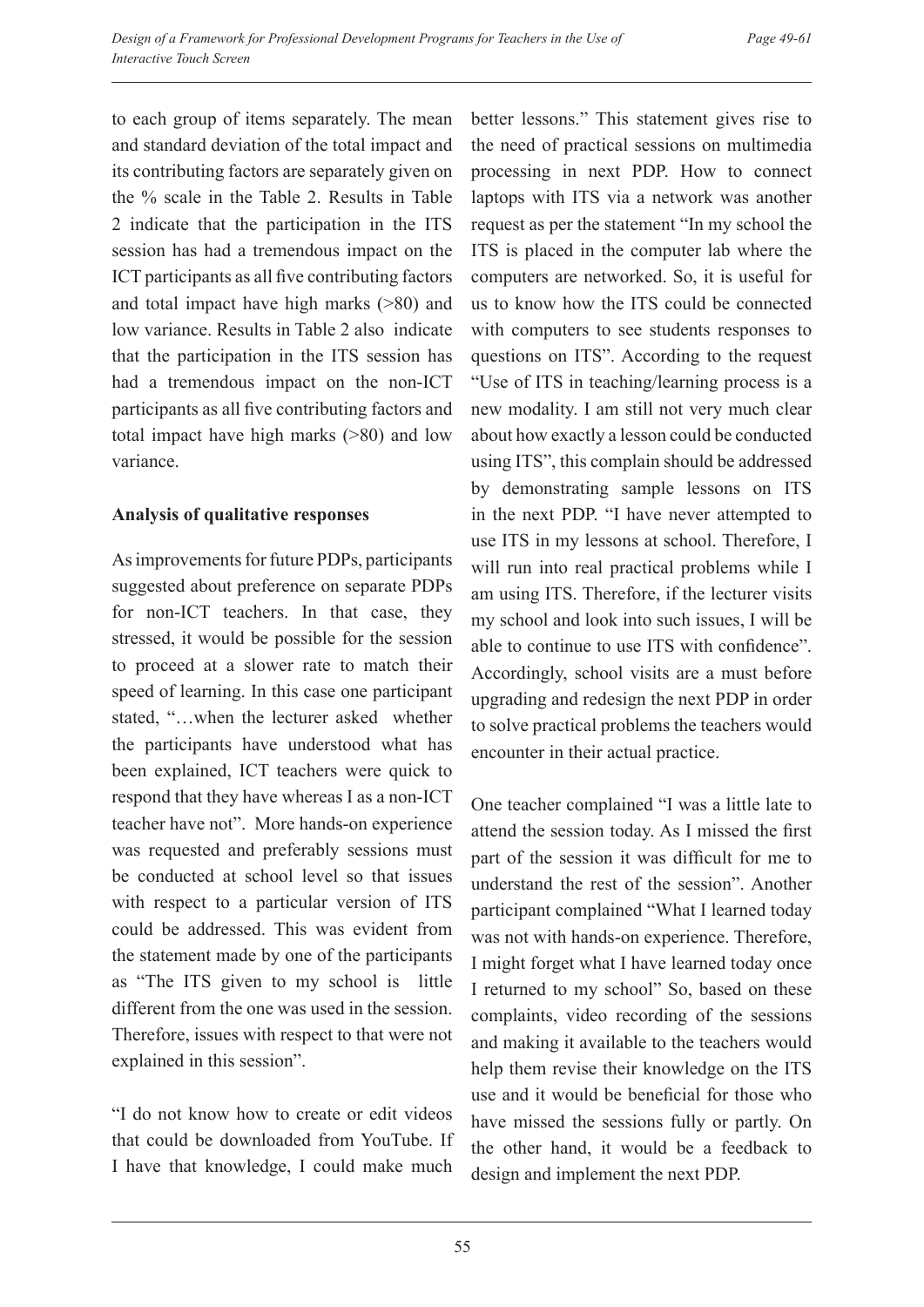to each group of items separately. The mean and standard deviation of the total impact and its contributing factors are separately given on the % scale in the Table 2. Results in Table 2 indicate that the participation in the ITS session has had a tremendous impact on the ICT participants as all five contributing factors and total impact have high marks (>80) and low variance. Results in Table 2 also indicate that the participation in the ITS session has had a tremendous impact on the non-ICT participants as all five contributing factors and total impact have high marks (>80) and low variance.

**Analysis of qualitative responses**

As improvements for future PDPs, participants suggested about preference on separate PDPs for non-ICT teachers. In that case, they stressed, it would be possible for the session to proceed at a slower rate to match their speed of learning. In this case one participant stated, "…when the lecturer asked whether the participants have understood what has been explained, ICT teachers were quick to respond that they have whereas I as a non-ICT teacher have not". More hands-on experience was requested and preferably sessions must be conducted at school level so that issues with respect to a particular version of ITS could be addressed. This was evident from the statement made by one of the participants as "The ITS given to my school is little different from the one was used in the session. Therefore, issues with respect to that were not explained in this session".

"I do not know how to create or edit videos that could be downloaded from YouTube. If I have that knowledge, I could make much better lessons." This statement gives rise to the need of practical sessions on multimedia processing in next PDP. How to connect laptops with ITS via a network was another request as per the statement "In my school the ITS is placed in the computer lab where the computers are networked. So, it is useful for us to know how the ITS could be connected with computers to see students responses to questions on ITS". According to the request "Use of ITS in teaching/learning process is a new modality. I am still not very much clear about how exactly a lesson could be conducted using ITS", this complain should be addressed by demonstrating sample lessons on ITS in the next PDP. "I have never attempted to use ITS in my lessons at school. Therefore, I will run into real practical problems while I am using ITS. Therefore, if the lecturer visits my school and look into such issues, I will be able to continue to use ITS with confidence". Accordingly, school visits are a must before upgrading and redesign the next PDP in order to solve practical problems the teachers would encounter in their actual practice.

One teacher complained "I was a little late to attend the session today. As I missed the first part of the session it was difficult for me to understand the rest of the session". Another participant complained "What I learned today was not with hands-on experience. Therefore, I might forget what I have learned today once I returned to my school" So, based on these complaints, video recording of the sessions and making it available to the teachers would help them revise their knowledge on the ITS use and it would be beneficial for those who have missed the sessions fully or partly. On the other hand, it would be a feedback to design and implement the next PDP.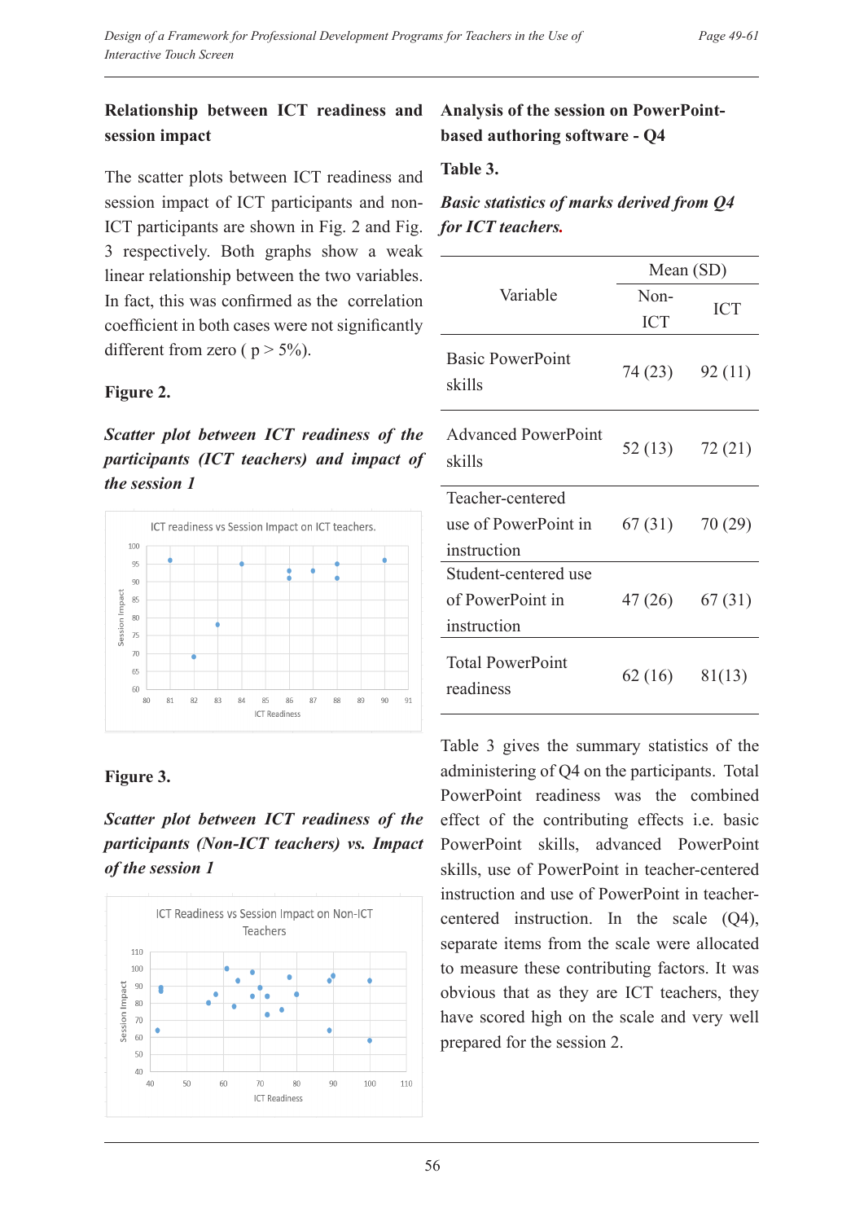### Relationship between ICT readiness and session impact

The scatter plots between ICT readiness and session impact of ICT participants and non-ICT participants are shown in Fig. 2 and Fig. 3 respectively. Both graphs show a weak linear relationship between the two variables. In fact, this was confirmed as the correlation coefficient in both cases were not significantly different from zero ( $p > 5\%$).

**Figure 2.**

***Scatter plot between ICT readiness of the participants (ICT teachers) and impact of the session 1***

**Figure 3.**

***Scatter plot between ICT readiness of the participants (Non-ICT teachers) vs. Impact of the session 1***

### Analysis of the session on PowerPoint-based authoring software - Q4

**Table 3.**

***Basic statistics of marks derived from Q4 for ICT teachers.***

| Variable | Mean (SD) | |
|---|---|---|
| | Non-ICT | ICT |
| Basic PowerPoint skills | 74 (23) | 92 (11) |
| Advanced PowerPoint skills | 52 (13) | 72 (21) |
| Teacher-centered use of PowerPoint in instruction | 67 (31) | 70 (29) |
| Student-centered use of PowerPoint in instruction | 47 (26) | 67 (31) |
| Total PowerPoint readiness | 62 (16) | 81(13) |

Table 3 gives the summary statistics of the administering of Q4 on the participants. Total PowerPoint readiness was the combined effect of the contributing effects i.e. basic PowerPoint skills, advanced PowerPoint skills, use of PowerPoint in teacher-centered instruction and use of PowerPoint in teacher-centered instruction. In the scale (Q4), separate items from the scale were allocated to measure these contributing factors. It was obvious that as they are ICT teachers, they have scored high on the scale and very well prepared for the session 2.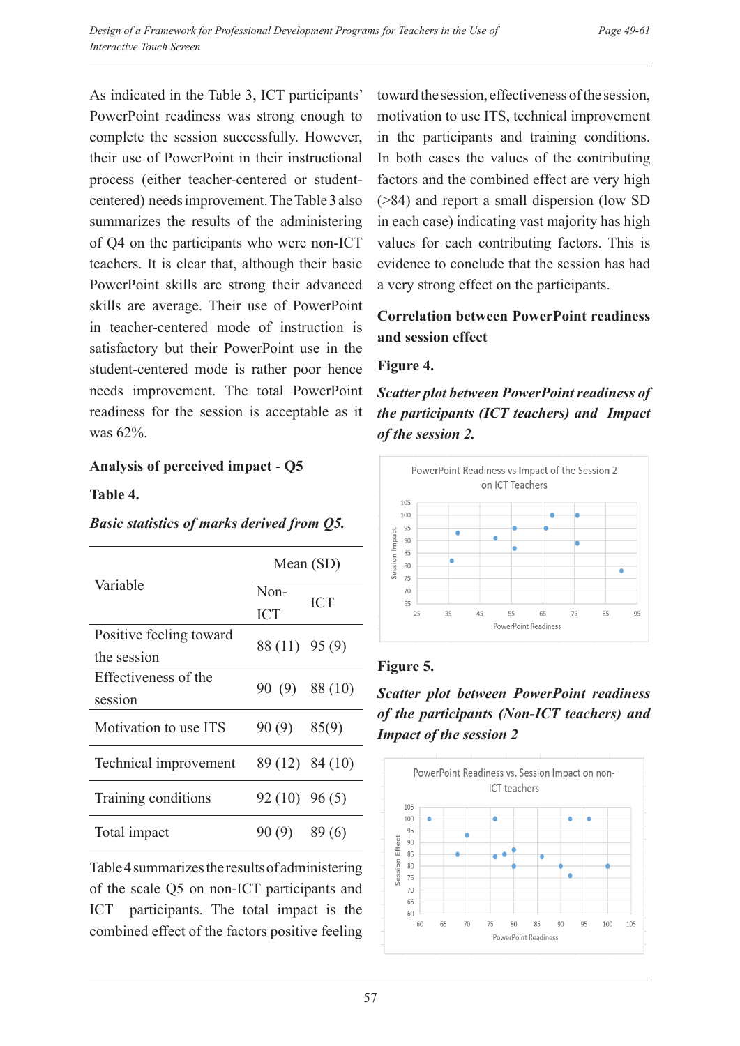As indicated in the Table 3, ICT participants' PowerPoint readiness was strong enough to complete the session successfully. However, their use of PowerPoint in their instructional process (either teacher-centered or student-centered) needs improvement. The Table 3 also summarizes the results of the administering of Q4 on the participants who were non-ICT teachers. It is clear that, although their basic PowerPoint skills are strong their advanced skills are average. Their use of PowerPoint in teacher-centered mode of instruction is satisfactory but their PowerPoint use in the student-centered mode is rather poor hence needs improvement. The total PowerPoint readiness for the session is acceptable as it was 62%.

**Analysis of perceived impact - Q5**

**Table 4.**

***Basic statistics of marks derived from Q5.***

| Variable | Mean (SD) | |
|---|---|---|
| | Non-ICT | ICT |
| Positive feeling toward the session | 88 (11) | 95 (9) |
| Effectiveness of the session | 90 (9) | 88 (10) |
| Motivation to use ITS | 90 (9) | 85(9) |
| Technical improvement | 89 (12) | 84 (10) |
| Training conditions | 92 (10) | 96 (5) |
| Total impact | 90 (9) | 89 (6) |

Table 4 summarizes the results of administering of the scale Q5 on non-ICT participants and ICT participants. The total impact is the combined effect of the factors positive feeling toward the session, effectiveness of the session, motivation to use ITS, technical improvement in the participants and training conditions. In both cases the values of the contributing factors and the combined effect are very high (>84) and report a small dispersion (low SD in each case) indicating vast majority has high values for each contributing factors. This is evidence to conclude that the session has had a very strong effect on the participants.

**Correlation between PowerPoint readiness and session effect**

**Figure 4.**

***Scatter plot between PowerPoint readiness of the participants (ICT teachers) and Impact of the session 2.***

**Figure 5.**

***Scatter plot between PowerPoint readiness of the participants (Non-ICT teachers) and Impact of the session 2***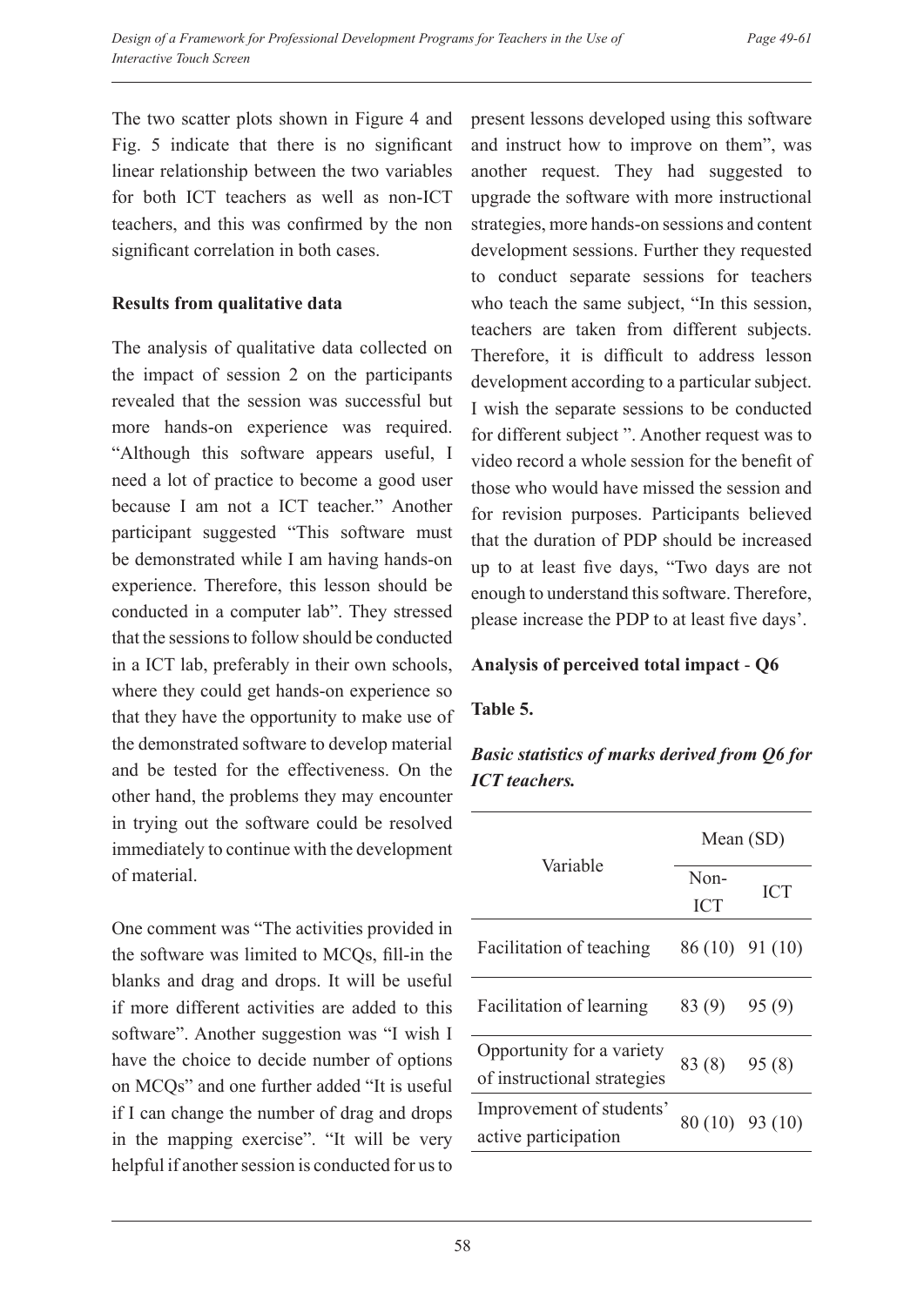The two scatter plots shown in Figure 4 and Fig. 5 indicate that there is no significant linear relationship between the two variables for both ICT teachers as well as non-ICT teachers, and this was confirmed by the non significant correlation in both cases.

**Results from qualitative data**

The analysis of qualitative data collected on the impact of session 2 on the participants revealed that the session was successful but more hands-on experience was required. "Although this software appears useful, I need a lot of practice to become a good user because I am not a ICT teacher." Another participant suggested "This software must be demonstrated while I am having hands-on experience. Therefore, this lesson should be conducted in a computer lab". They stressed that the sessions to follow should be conducted in a ICT lab, preferably in their own schools, where they could get hands-on experience so that they have the opportunity to make use of the demonstrated software to develop material and be tested for the effectiveness. On the other hand, the problems they may encounter in trying out the software could be resolved immediately to continue with the development of material.

One comment was "The activities provided in the software was limited to MCQs, fill-in the blanks and drag and drops. It will be useful if more different activities are added to this software". Another suggestion was "I wish I have the choice to decide number of options on MCQs" and one further added "It is useful if I can change the number of drag and drops in the mapping exercise". "It will be very helpful if another session is conducted for us to present lessons developed using this software and instruct how to improve on them", was another request. They had suggested to upgrade the software with more instructional strategies, more hands-on sessions and content development sessions. Further they requested to conduct separate sessions for teachers who teach the same subject, "In this session, teachers are taken from different subjects. Therefore, it is difficult to address lesson development according to a particular subject. I wish the separate sessions to be conducted for different subject ". Another request was to video record a whole session for the benefit of those who would have missed the session and for revision purposes. Participants believed that the duration of PDP should be increased up to at least five days, "Two days are not enough to understand this software. Therefore, please increase the PDP to at least five days'.

**Analysis of perceived total impact - Q6**

**Table 5.**

***Basic statistics of marks derived from Q6 for ICT teachers.***

| Variable | Mean (SD) | |
|---|---|---|
| | Non-ICT | ICT |
| Facilitation of teaching | 86 (10) | 91 (10) |
| Facilitation of learning | 83 (9) | 95 (9) |
| Opportunity for a variety of instructional strategies | 83 (8) | 95 (8) |
| Improvement of students' active participation | 80 (10) | 93 (10) |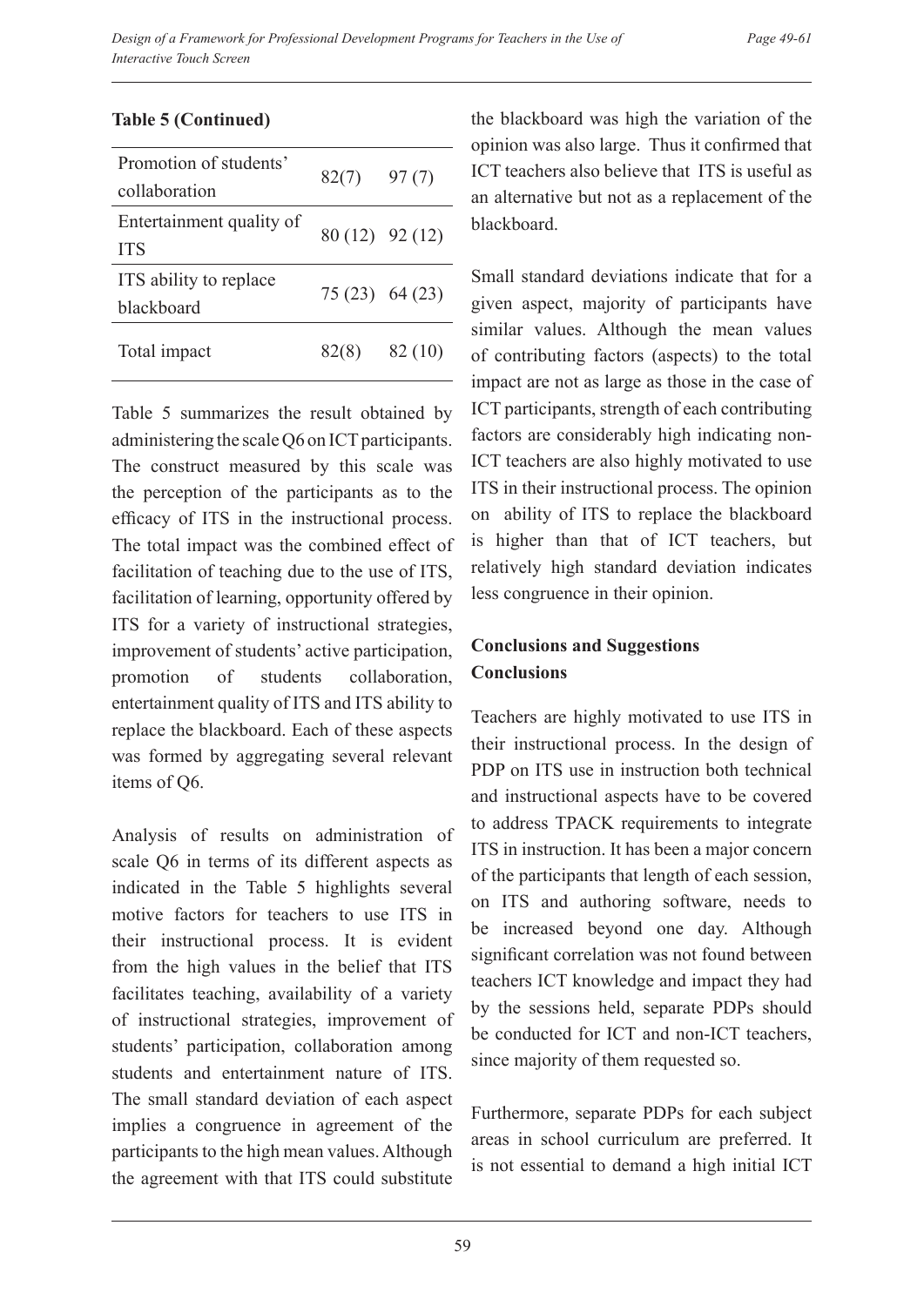**Table 5 (Continued)**

| | | |
|---|---|---|
| Promotion of students' collaboration | 82(7) | 97 (7) |
| Entertainment quality of ITS | 80 (12) | 92 (12) |
| ITS ability to replace blackboard | 75 (23) | 64 (23) |
| Total impact | 82(8) | 82 (10) |

Table 5 summarizes the result obtained by administering the scale Q6 on ICT participants. The construct measured by this scale was the perception of the participants as to the efficacy of ITS in the instructional process. The total impact was the combined effect of facilitation of teaching due to the use of ITS, facilitation of learning, opportunity offered by ITS for a variety of instructional strategies, improvement of students' active participation, promotion of students collaboration, entertainment quality of ITS and ITS ability to replace the blackboard. Each of these aspects was formed by aggregating several relevant items of Q6.

Analysis of results on administration of scale Q6 in terms of its different aspects as indicated in the Table 5 highlights several motive factors for teachers to use ITS in their instructional process. It is evident from the high values in the belief that ITS facilitates teaching, availability of a variety of instructional strategies, improvement of students' participation, collaboration among students and entertainment nature of ITS. The small standard deviation of each aspect implies a congruence in agreement of the participants to the high mean values. Although the agreement with that ITS could substitute the blackboard was high the variation of the opinion was also large. Thus it confirmed that ICT teachers also believe that ITS is useful as an alternative but not as a replacement of the blackboard.

Small standard deviations indicate that for a given aspect, majority of participants have similar values. Although the mean values of contributing factors (aspects) to the total impact are not as large as those in the case of ICT participants, strength of each contributing factors are considerably high indicating non-ICT teachers are also highly motivated to use ITS in their instructional process. The opinion on ability of ITS to replace the blackboard is higher than that of ICT teachers, but relatively high standard deviation indicates less congruence in their opinion.

## Conclusions and Suggestions

### Conclusions

Teachers are highly motivated to use ITS in their instructional process. In the design of PDP on ITS use in instruction both technical and instructional aspects have to be covered to address TPACK requirements to integrate ITS in instruction. It has been a major concern of the participants that length of each session, on ITS and authoring software, needs to be increased beyond one day. Although significant correlation was not found between teachers ICT knowledge and impact they had by the sessions held, separate PDPs should be conducted for ICT and non-ICT teachers, since majority of them requested so.

Furthermore, separate PDPs for each subject areas in school curriculum are preferred. It is not essential to demand a high initial ICT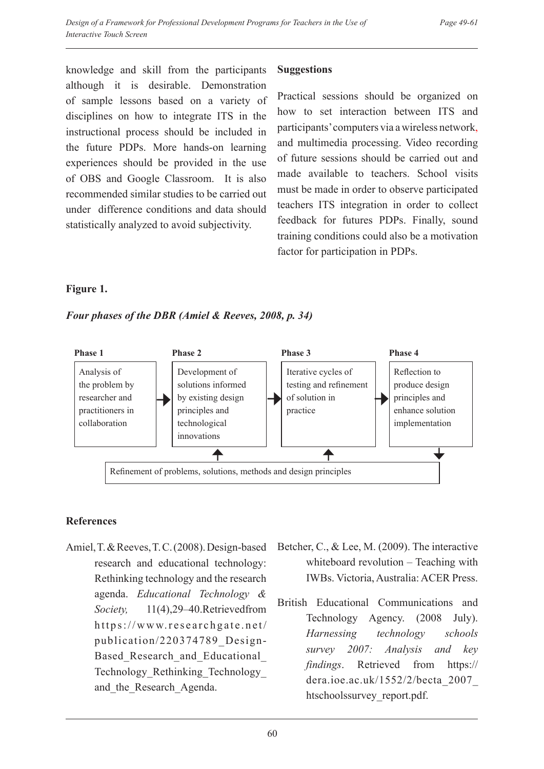knowledge and skill from the participants although it is desirable. Demonstration of sample lessons based on a variety of disciplines on how to integrate ITS in the instructional process should be included in the future PDPs. More hands-on learning experiences should be provided in the use of OBS and Google Classroom. It is also recommended similar studies to be carried out under difference conditions and data should statistically analyzed to avoid subjectivity.

**Suggestions**

Practical sessions should be organized on how to set interaction between ITS and participants' computers via a wireless network, and multimedia processing. Video recording of future sessions should be carried out and made available to teachers. School visits must be made in order to observe participated teachers ITS integration in order to collect feedback for futures PDPs. Finally, sound training conditions could also be a motivation factor for participation in PDPs.

**Figure 1.**

***Four phases of the DBR (Amiel & Reeves, 2008, p. 34)***

| Phase 1 | | Phase 2 | | Phase 3 | | Phase 4 |
|---|---|---|---|---|---|---|
| Analysis of the problem by researcher and practitioners in collaboration | → | Development of solutions informed by existing design principles and technological innovations | → | Iterative cycles of testing and refinement of solution in practice | → | Reflection to produce design principles and enhance solution implementation |

Refinement of problems, solutions, methods and design principles

## References

Amiel, T. & Reeves, T. C. (2008). Design-based research and educational technology: Rethinking technology and the research agenda. *Educational Technology & Society,* 11(4),29–40.Retrievedfrom https://www.researchgate.net/publication/220374789_Design-Based_Research_and_Educational_Technology_Rethinking_Technology_and_the_Research_Agenda.

Betcher, C., & Lee, M. (2009). The interactive whiteboard revolution – Teaching with IWBs. Victoria, Australia: ACER Press.

British Educational Communications and Technology Agency. (2008 July). *Harnessing technology schools survey 2007: Analysis and key findings*. Retrieved from https://dera.ioe.ac.uk/1552/2/becta_2007_htschoolssurvey_report.pdf.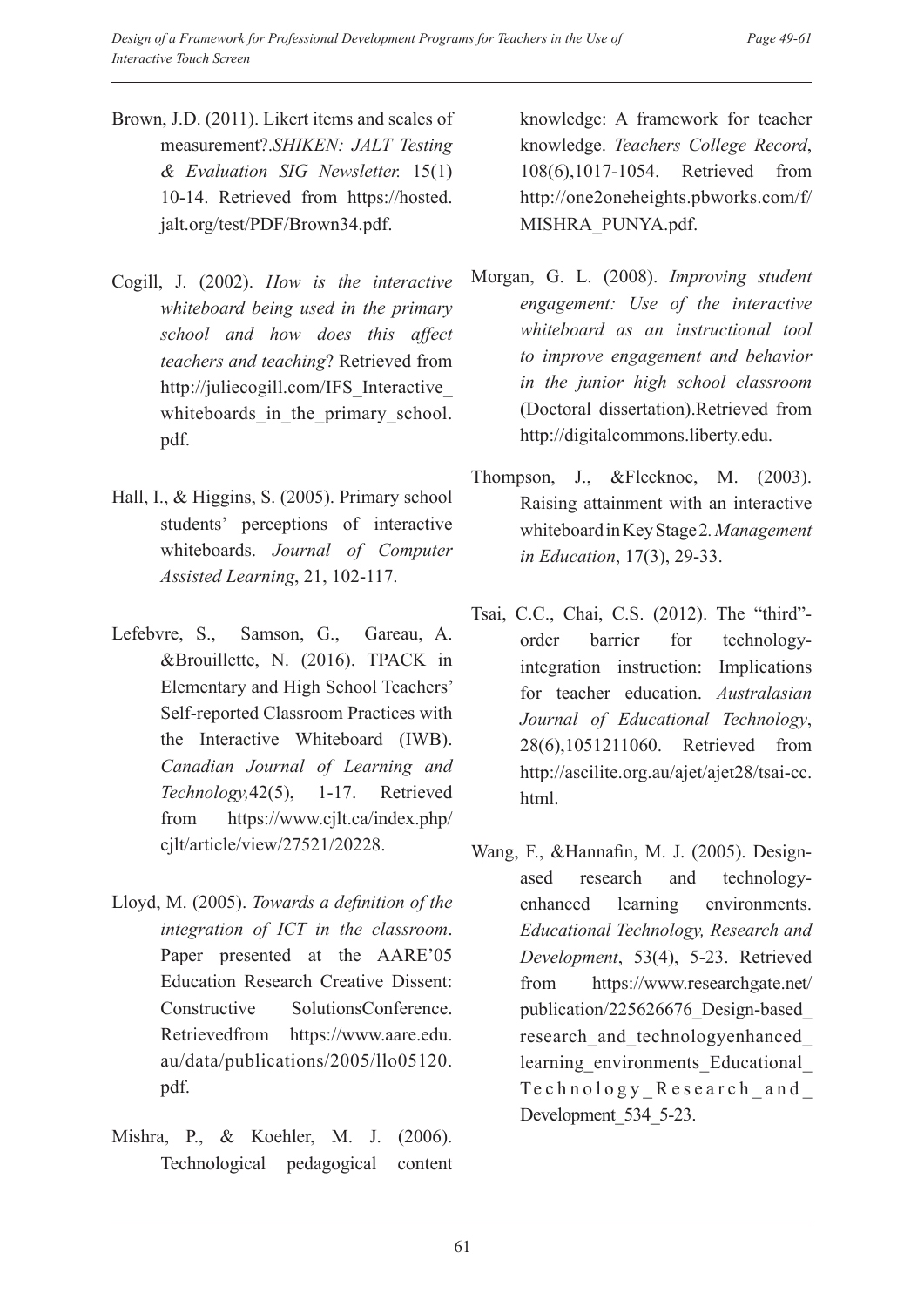Brown, J.D. (2011). Likert items and scales of measurement?.*SHIKEN: JALT Testing & Evaluation SIG Newsletter.* 15(1) 10-14. Retrieved from https://hosted.jalt.org/test/PDF/Brown34.pdf.

Cogill, J. (2002). *How is the interactive whiteboard being used in the primary school and how does this affect teachers and teaching*? Retrieved from http://juliecogill.com/IFS_Interactive_whiteboards_in_the_primary_school.pdf.

Hall, I., & Higgins, S. (2005). Primary school students' perceptions of interactive whiteboards. *Journal of Computer Assisted Learning*, 21, 102-117.

Lefebvre, S., Samson, G., Gareau, A. &Brouillette, N. (2016). TPACK in Elementary and High School Teachers' Self-reported Classroom Practices with the Interactive Whiteboard (IWB). *Canadian Journal of Learning and Technology,*42(5), 1-17. Retrieved from https://www.cjlt.ca/index.php/cjlt/article/view/27521/20228.

Lloyd, M. (2005). *Towards a definition of the integration of ICT in the classroom*. Paper presented at the AARE'05 Education Research Creative Dissent: Constructive SolutionsConference. Retrievedfrom https://www.aare.edu.au/data/publications/2005/llo05120.pdf.

Mishra, P., & Koehler, M. J. (2006). Technological pedagogical content knowledge: A framework for teacher knowledge. *Teachers College Record*, 108(6),1017-1054. Retrieved from http://one2oneheights.pbworks.com/f/MISHRA_PUNYA.pdf.

Morgan, G. L. (2008). *Improving student engagement: Use of the interactive whiteboard as an instructional tool to improve engagement and behavior in the junior high school classroom* (Doctoral dissertation).Retrieved from http://digitalcommons.liberty.edu.

Thompson, J., &Flecknoe, M. (2003). Raising attainment with an interactive whiteboard in Key Stage 2. *Management in Education*, 17(3), 29-33.

Tsai, C.C., Chai, C.S. (2012). The "third"-order barrier for technology-integration instruction: Implications for teacher education. *Australasian Journal of Educational Technology*, 28(6),1051211060. Retrieved from http://ascilite.org.au/ajet/ajet28/tsai-cc.html.

Wang, F., &Hannafin, M. J. (2005). Design-ased research and technology-enhanced learning environments. *Educational Technology, Research and Development*, 53(4), 5-23. Retrieved from https://www.researchgate.net/publication/225626676_Design-based_research_and_technologyenhanced_learning_environments_Educational_Technology_Research_and_Development_534_5-23.